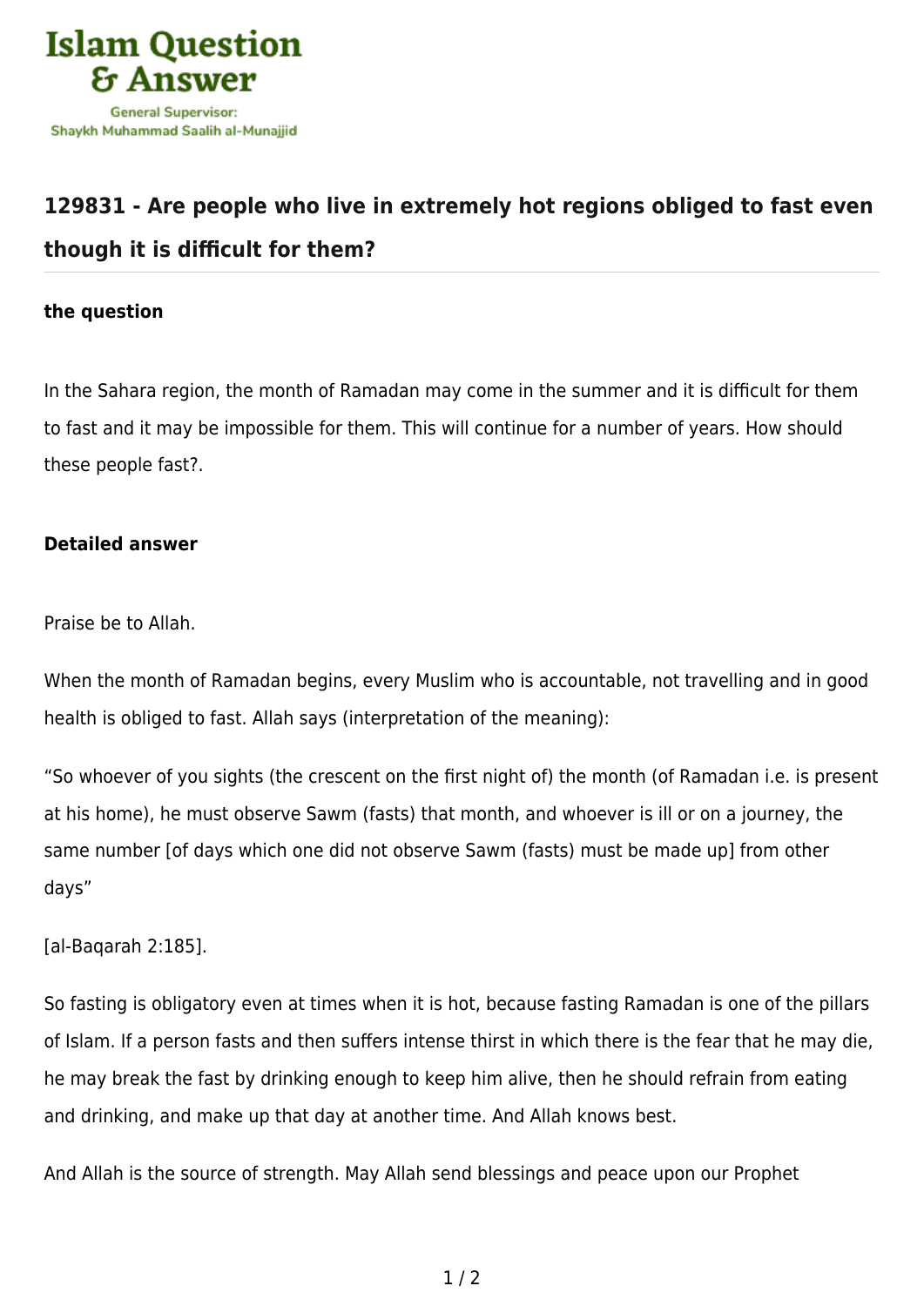Islam Question & Answer

General Supervisor: Shaykh Muhammad Saalih al-Munajjid

## 129831 - Are people who live in extremely hot regions obliged to fast even though it is difficult for them?

### the question

In the Sahara region, the month of Ramadan may come in the summer and it is difficult for them to fast and it may be impossible for them. This will continue for a number of years. How should these people fast?.

### Detailed answer

Praise be to Allah.

When the month of Ramadan begins, every Muslim who is accountable, not travelling and in good health is obliged to fast. Allah says (interpretation of the meaning):

"So whoever of you sights (the crescent on the first night of) the month (of Ramadan i.e. is present at his home), he must observe Sawm (fasts) that month, and whoever is ill or on a journey, the same number [of days which one did not observe Sawm (fasts) must be made up] from other days"

[al-Baqarah 2:185].

So fasting is obligatory even at times when it is hot, because fasting Ramadan is one of the pillars of Islam. If a person fasts and then suffers intense thirst in which there is the fear that he may die, he may break the fast by drinking enough to keep him alive, then he should refrain from eating and drinking, and make up that day at another time. And Allah knows best.

And Allah is the source of strength. May Allah send blessings and peace upon our Prophet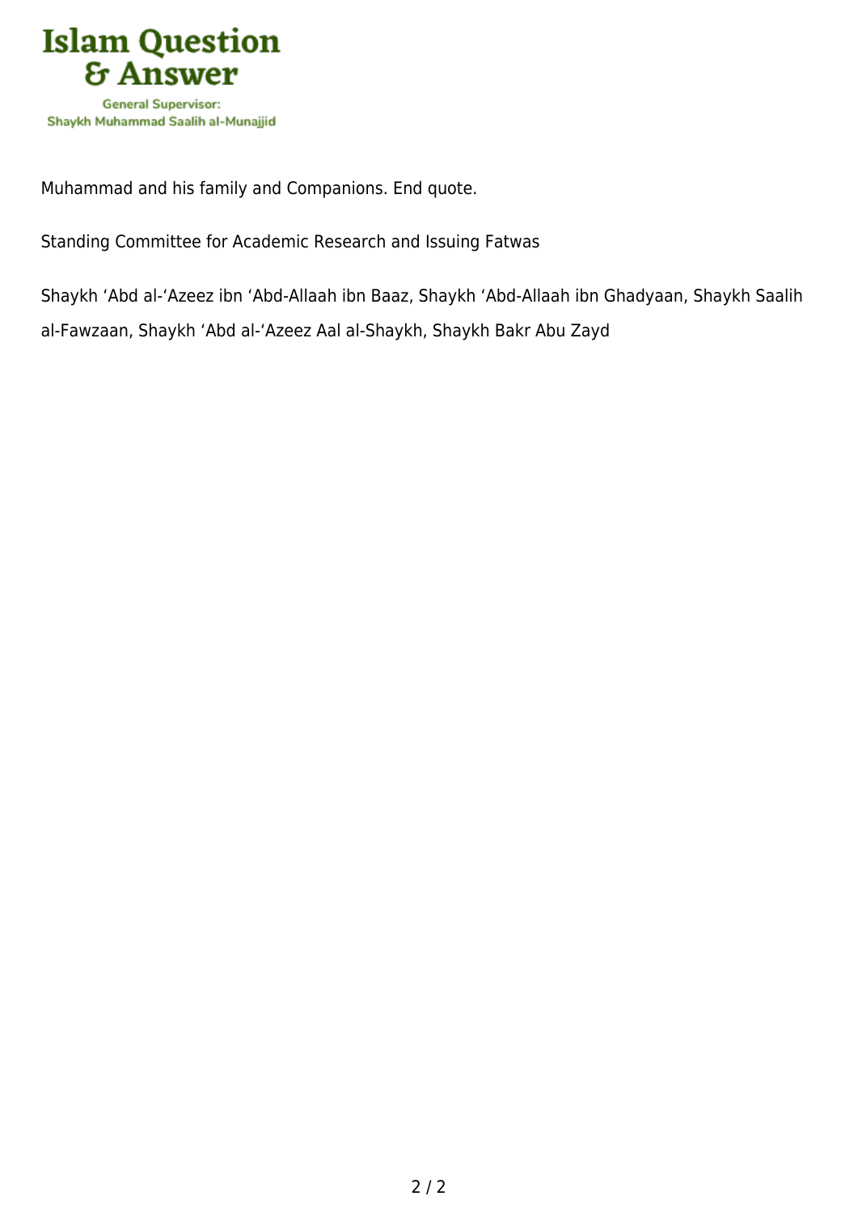Muhammad and his family and Companions. End quote.

Standing Committee for Academic Research and Issuing Fatwas

Shaykh ‘Abd al-‘Azeez ibn ‘Abd-Allaah ibn Baaz, Shaykh ‘Abd-Allaah ibn Ghadyaan, Shaykh Saalih al-Fawzaan, Shaykh ‘Abd al-‘Azeez Aal al-Shaykh, Shaykh Bakr Abu Zayd